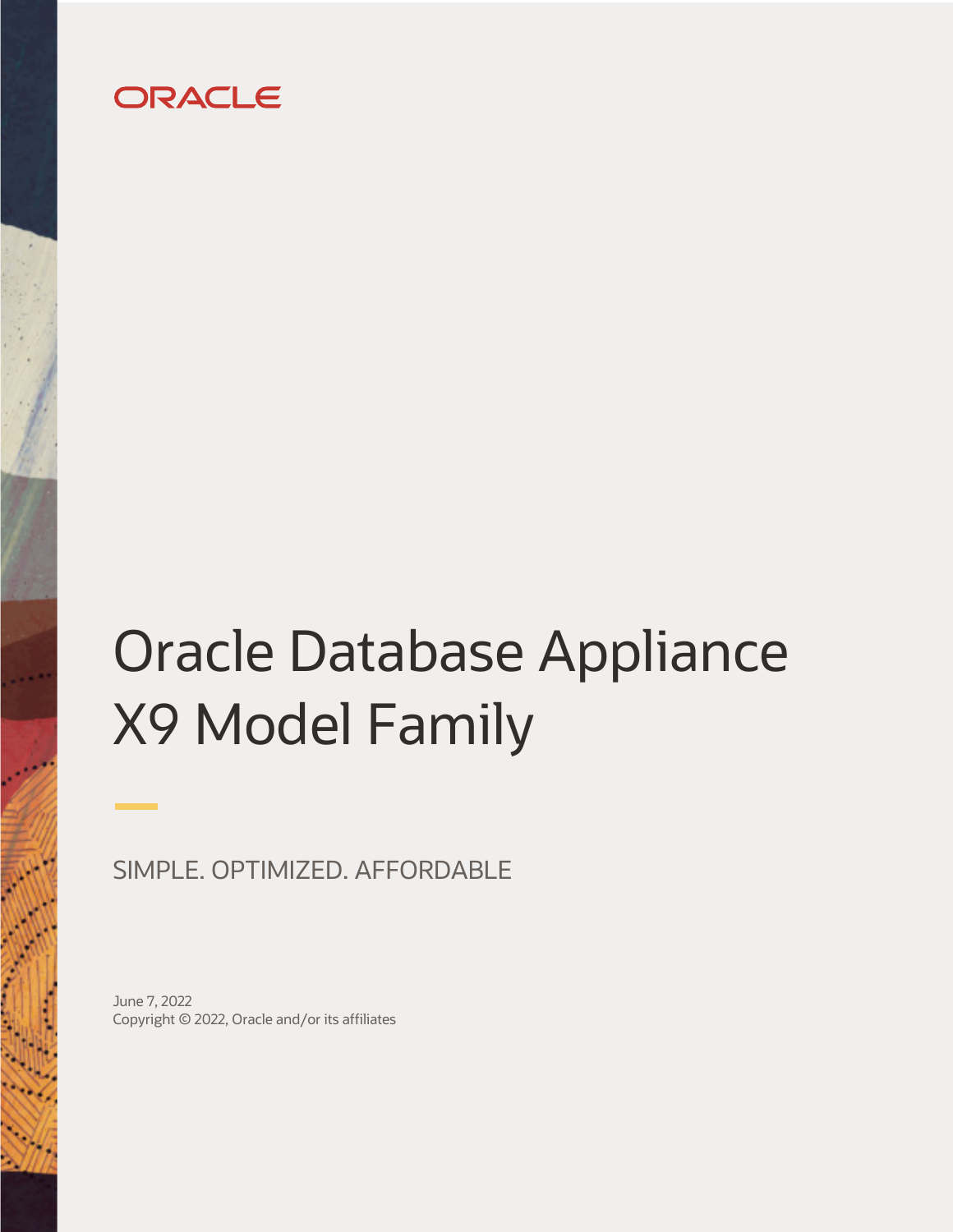ORACLE

# Oracle Database Appliance X9 Model Family

SIMPLE. OPTIMIZED. AFFORDABLE

June 7, 2022
Copyright © 2022, Oracle and/or its affiliates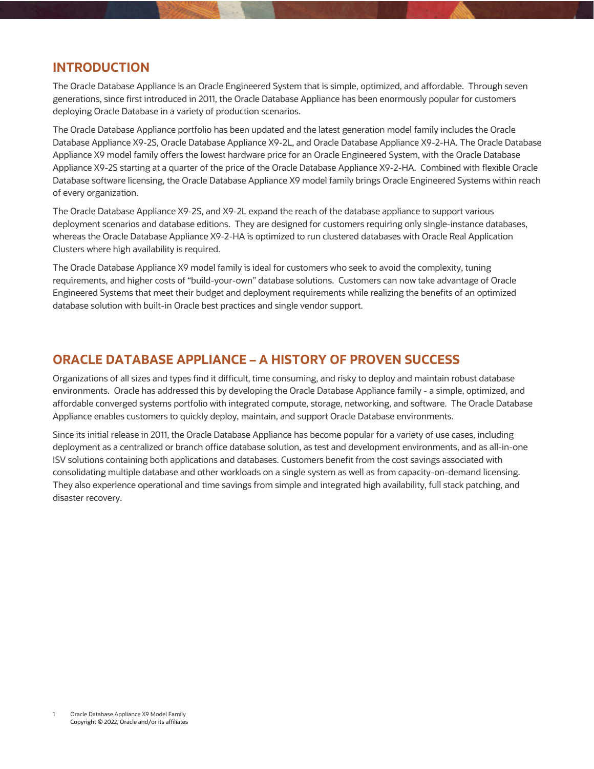## INTRODUCTION

The Oracle Database Appliance is an Oracle Engineered System that is simple, optimized, and affordable. Through seven generations, since first introduced in 2011, the Oracle Database Appliance has been enormously popular for customers deploying Oracle Database in a variety of production scenarios.

The Oracle Database Appliance portfolio has been updated and the latest generation model family includes the Oracle Database Appliance X9-2S, Oracle Database Appliance X9-2L, and Oracle Database Appliance X9-2-HA. The Oracle Database Appliance X9 model family offers the lowest hardware price for an Oracle Engineered System, with the Oracle Database Appliance X9-2S starting at a quarter of the price of the Oracle Database Appliance X9-2-HA. Combined with flexible Oracle Database software licensing, the Oracle Database Appliance X9 model family brings Oracle Engineered Systems within reach of every organization.

The Oracle Database Appliance X9-2S, and X9-2L expand the reach of the database appliance to support various deployment scenarios and database editions. They are designed for customers requiring only single-instance databases, whereas the Oracle Database Appliance X9-2-HA is optimized to run clustered databases with Oracle Real Application Clusters where high availability is required.

The Oracle Database Appliance X9 model family is ideal for customers who seek to avoid the complexity, tuning requirements, and higher costs of "build-your-own" database solutions. Customers can now take advantage of Oracle Engineered Systems that meet their budget and deployment requirements while realizing the benefits of an optimized database solution with built-in Oracle best practices and single vendor support.

## ORACLE DATABASE APPLIANCE – A HISTORY OF PROVEN SUCCESS

Organizations of all sizes and types find it difficult, time consuming, and risky to deploy and maintain robust database environments. Oracle has addressed this by developing the Oracle Database Appliance family - a simple, optimized, and affordable converged systems portfolio with integrated compute, storage, networking, and software. The Oracle Database Appliance enables customers to quickly deploy, maintain, and support Oracle Database environments.

Since its initial release in 2011, the Oracle Database Appliance has become popular for a variety of use cases, including deployment as a centralized or branch office database solution, as test and development environments, and as all-in-one ISV solutions containing both applications and databases. Customers benefit from the cost savings associated with consolidating multiple database and other workloads on a single system as well as from capacity-on-demand licensing. They also experience operational and time savings from simple and integrated high availability, full stack patching, and disaster recovery.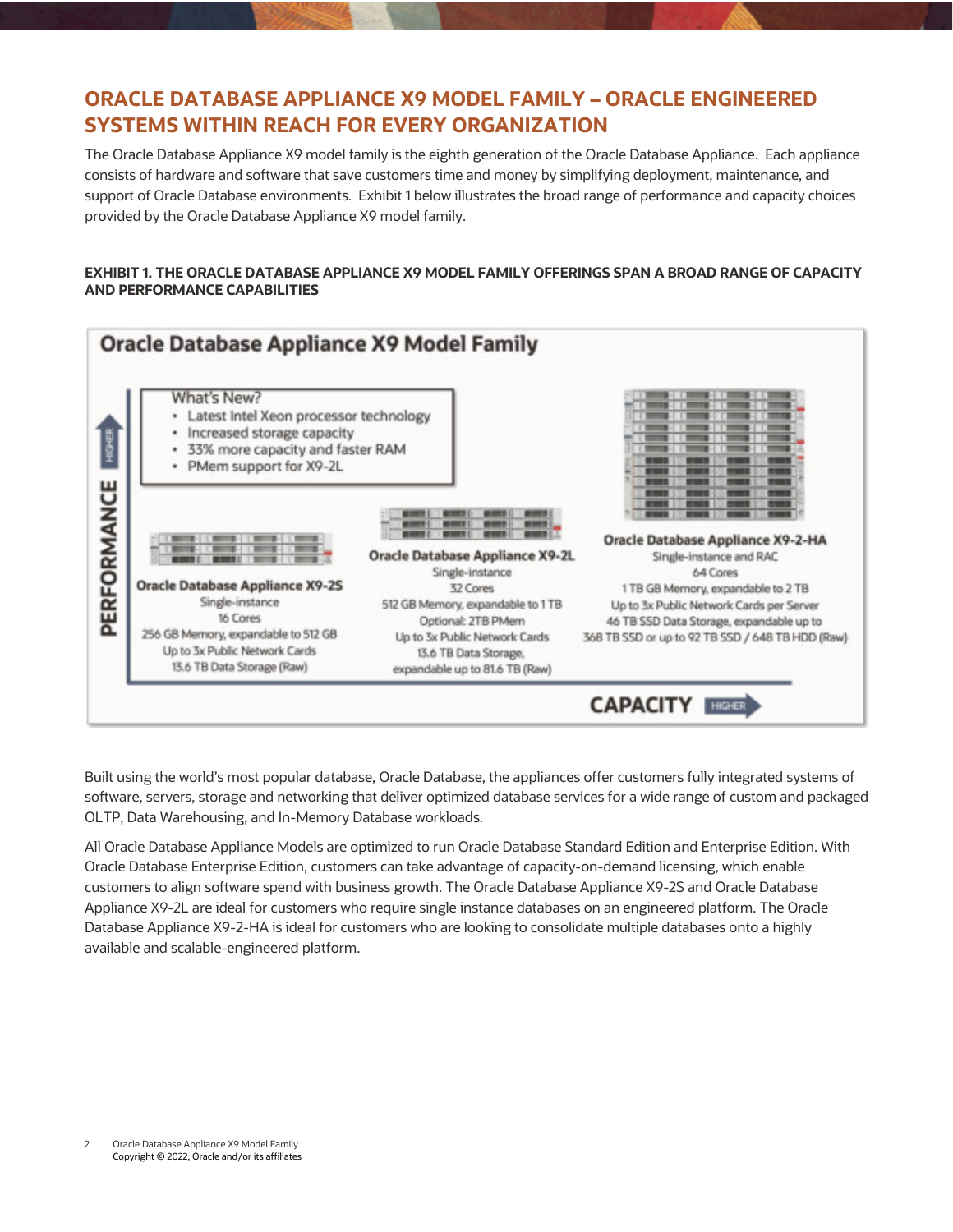## ORACLE DATABASE APPLIANCE X9 MODEL FAMILY – ORACLE ENGINEERED SYSTEMS WITHIN REACH FOR EVERY ORGANIZATION

The Oracle Database Appliance X9 model family is the eighth generation of the Oracle Database Appliance. Each appliance consists of hardware and software that save customers time and money by simplifying deployment, maintenance, and support of Oracle Database environments. Exhibit 1 below illustrates the broad range of performance and capacity choices provided by the Oracle Database Appliance X9 model family.

**EXHIBIT 1. THE ORACLE DATABASE APPLIANCE X9 MODEL FAMILY OFFERINGS SPAN A BROAD RANGE OF CAPACITY AND PERFORMANCE CAPABILITIES**

**Oracle Database Appliance X9 Model Family**

What's New?

- Latest Intel Xeon processor technology
- Increased storage capacity
- 33% more capacity and faster RAM
- PMem support for X9-2L

**Oracle Database Appliance X9-2S**
Single-instance
16 Cores
256 GB Memory, expandable to 512 GB
Up to 3x Public Network Cards
13.6 TB Data Storage (Raw)

**Oracle Database Appliance X9-2L**
Single-instance
32 Cores
512 GB Memory, expandable to 1 TB
Optional: 2TB PMem
Up to 3x Public Network Cards
13.6 TB Data Storage, expandable up to 81.6 TB (Raw)

**Oracle Database Appliance X9-2-HA**
Single-instance and RAC
64 Cores
1 TB GB Memory, expandable to 2 TB
Up to 3x Public Network Cards per Server
46 TB SSD Data Storage, expandable up to 368 TB SSD or up to 92 TB SSD / 648 TB HDD (Raw)

PERFORMANCE (HIGHER) — CAPACITY (HIGHER)

Built using the world's most popular database, Oracle Database, the appliances offer customers fully integrated systems of software, servers, storage and networking that deliver optimized database services for a wide range of custom and packaged OLTP, Data Warehousing, and In-Memory Database workloads.

All Oracle Database Appliance Models are optimized to run Oracle Database Standard Edition and Enterprise Edition. With Oracle Database Enterprise Edition, customers can take advantage of capacity-on-demand licensing, which enable customers to align software spend with business growth. The Oracle Database Appliance X9-2S and Oracle Database Appliance X9-2L are ideal for customers who require single instance databases on an engineered platform. The Oracle Database Appliance X9-2-HA is ideal for customers who are looking to consolidate multiple databases onto a highly available and scalable-engineered platform.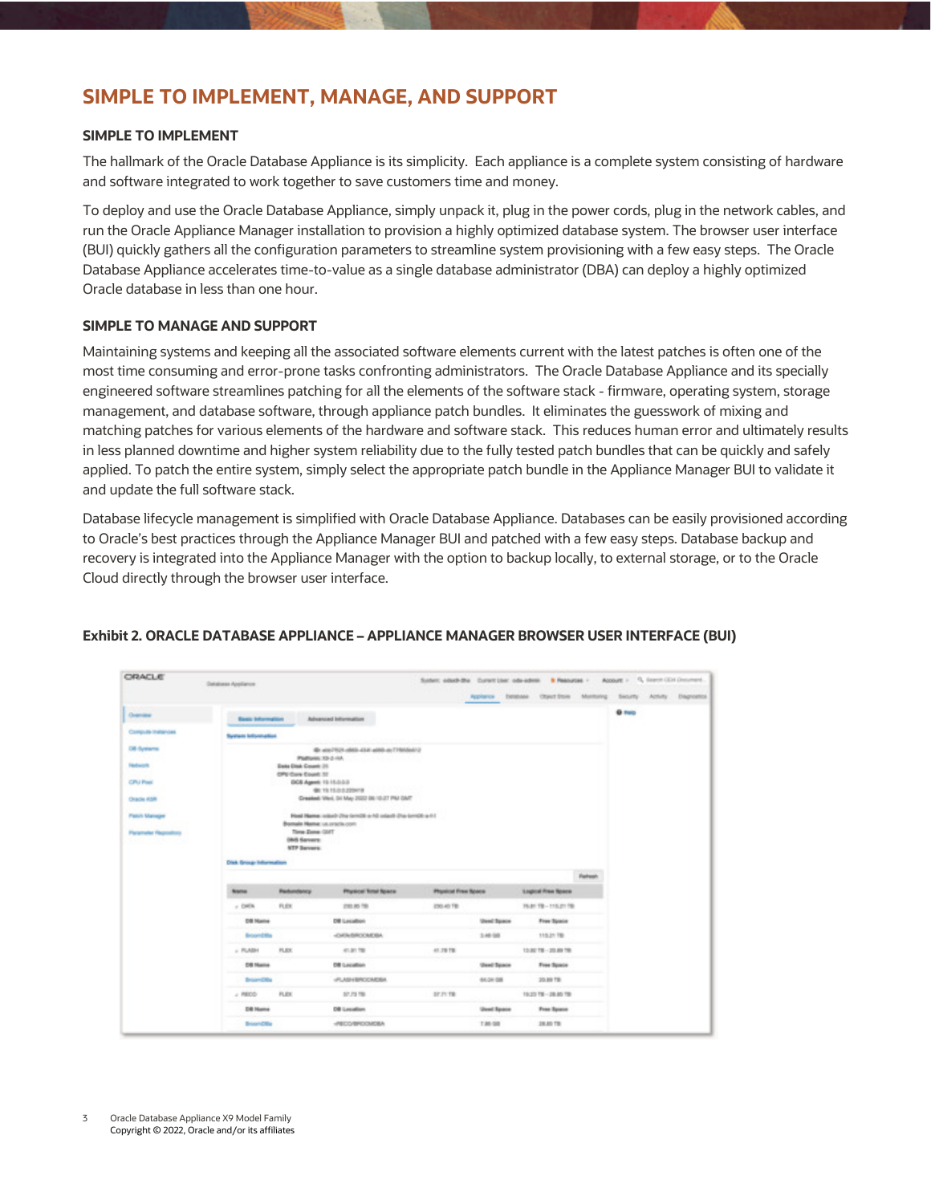## SIMPLE TO IMPLEMENT, MANAGE, AND SUPPORT

### SIMPLE TO IMPLEMENT

The hallmark of the Oracle Database Appliance is its simplicity. Each appliance is a complete system consisting of hardware and software integrated to work together to save customers time and money.

To deploy and use the Oracle Database Appliance, simply unpack it, plug in the power cords, plug in the network cables, and run the Oracle Appliance Manager installation to provision a highly optimized database system. The browser user interface (BUI) quickly gathers all the configuration parameters to streamline system provisioning with a few easy steps. The Oracle Database Appliance accelerates time-to-value as a single database administrator (DBA) can deploy a highly optimized Oracle database in less than one hour.

### SIMPLE TO MANAGE AND SUPPORT

Maintaining systems and keeping all the associated software elements current with the latest patches is often one of the most time consuming and error-prone tasks confronting administrators. The Oracle Database Appliance and its specially engineered software streamlines patching for all the elements of the software stack - firmware, operating system, storage management, and database software, through appliance patch bundles. It eliminates the guesswork of mixing and matching patches for various elements of the hardware and software stack. This reduces human error and ultimately results in less planned downtime and higher system reliability due to the fully tested patch bundles that can be quickly and safely applied. To patch the entire system, simply select the appropriate patch bundle in the Appliance Manager BUI to validate it and update the full software stack.

Database lifecycle management is simplified with Oracle Database Appliance. Databases can be easily provisioned according to Oracle's best practices through the Appliance Manager BUI and patched with a few easy steps. Database backup and recovery is integrated into the Appliance Manager with the option to backup locally, to external storage, or to the Oracle Cloud directly through the browser user interface.

**Exhibit 2. ORACLE DATABASE APPLIANCE – APPLIANCE MANAGER BROWSER USER INTERFACE (BUI)**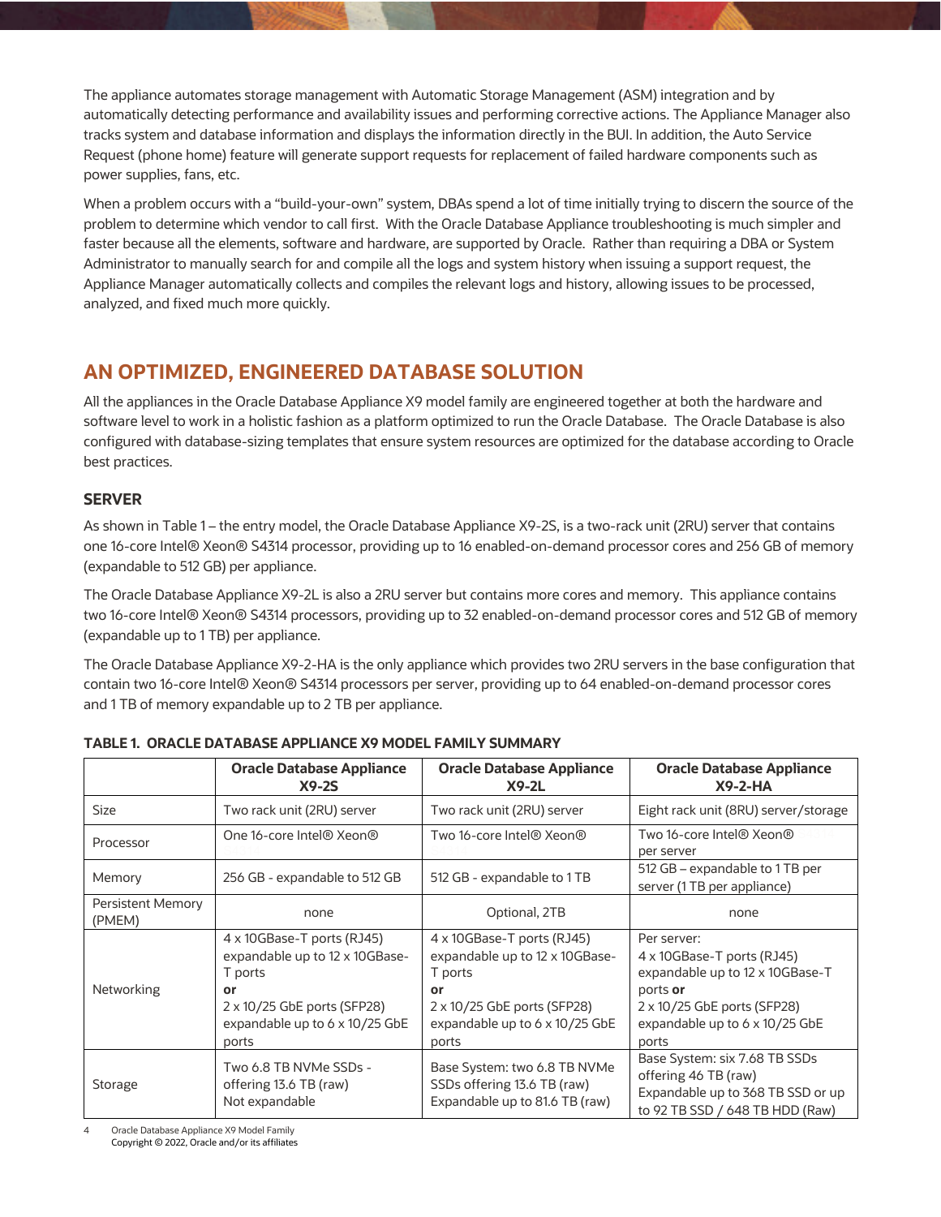The appliance automates storage management with Automatic Storage Management (ASM) integration and by automatically detecting performance and availability issues and performing corrective actions. The Appliance Manager also tracks system and database information and displays the information directly in the BUI. In addition, the Auto Service Request (phone home) feature will generate support requests for replacement of failed hardware components such as power supplies, fans, etc.

When a problem occurs with a "build-your-own" system, DBAs spend a lot of time initially trying to discern the source of the problem to determine which vendor to call first. With the Oracle Database Appliance troubleshooting is much simpler and faster because all the elements, software and hardware, are supported by Oracle. Rather than requiring a DBA or System Administrator to manually search for and compile all the logs and system history when issuing a support request, the Appliance Manager automatically collects and compiles the relevant logs and history, allowing issues to be processed, analyzed, and fixed much more quickly.

## AN OPTIMIZED, ENGINEERED DATABASE SOLUTION

All the appliances in the Oracle Database Appliance X9 model family are engineered together at both the hardware and software level to work in a holistic fashion as a platform optimized to run the Oracle Database. The Oracle Database is also configured with database-sizing templates that ensure system resources are optimized for the database according to Oracle best practices.

### SERVER

As shown in Table 1 – the entry model, the Oracle Database Appliance X9-2S, is a two-rack unit (2RU) server that contains one 16-core Intel® Xeon® S4314 processor, providing up to 16 enabled-on-demand processor cores and 256 GB of memory (expandable to 512 GB) per appliance.

The Oracle Database Appliance X9-2L is also a 2RU server but contains more cores and memory. This appliance contains two 16-core Intel® Xeon® S4314 processors, providing up to 32 enabled-on-demand processor cores and 512 GB of memory (expandable up to 1 TB) per appliance.

The Oracle Database Appliance X9-2-HA is the only appliance which provides two 2RU servers in the base configuration that contain two 16-core Intel® Xeon® S4314 processors per server, providing up to 64 enabled-on-demand processor cores and 1 TB of memory expandable up to 2 TB per appliance.

**TABLE 1. ORACLE DATABASE APPLIANCE X9 MODEL FAMILY SUMMARY**

| | Oracle Database Appliance X9-2S | Oracle Database Appliance X9-2L | Oracle Database Appliance X9-2-HA |
|---|---|---|---|
| Size | Two rack unit (2RU) server | Two rack unit (2RU) server | Eight rack unit (8RU) server/storage |
| Processor | One 16-core Intel® Xeon® | Two 16-core Intel® Xeon® | Two 16-core Intel® Xeon® per server |
| Memory | 256 GB - expandable to 512 GB | 512 GB - expandable to 1 TB | 512 GB – expandable to 1 TB per server (1 TB per appliance) |
| Persistent Memory (PMEM) | none | Optional, 2TB | none |
| Networking | 4 x 10GBase-T ports (RJ45) expandable up to 12 x 10GBase-T ports **or** 2 x 10/25 GbE ports (SFP28) expandable up to 6 x 10/25 GbE ports | 4 x 10GBase-T ports (RJ45) expandable up to 12 x 10GBase-T ports **or** 2 x 10/25 GbE ports (SFP28) expandable up to 6 x 10/25 GbE ports | Per server: 4 x 10GBase-T ports (RJ45) expandable up to 12 x 10GBase-T ports **or** 2 x 10/25 GbE ports (SFP28) expandable up to 6 x 10/25 GbE ports |
| Storage | Two 6.8 TB NVMe SSDs - offering 13.6 TB (raw) Not expandable | Base System: two 6.8 TB NVMe SSDs offering 13.6 TB (raw) Expandable up to 81.6 TB (raw) | Base System: six 7.68 TB SSDs offering 46 TB (raw) Expandable up to 368 TB SSD or up to 92 TB SSD / 648 TB HDD (Raw) |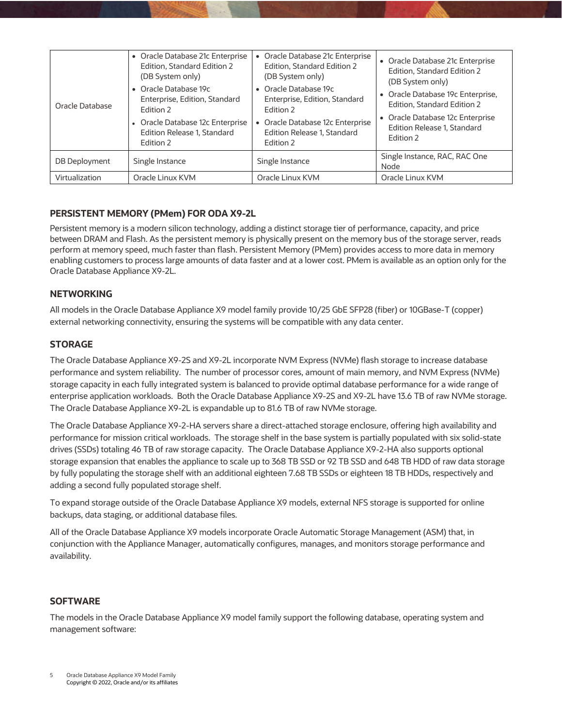| Oracle Database | • Oracle Database 21c Enterprise Edition, Standard Edition 2 (DB System only)<br>• Oracle Database 19c Enterprise, Edition, Standard Edition 2<br>• Oracle Database 12c Enterprise Edition Release 1, Standard Edition 2 | • Oracle Database 21c Enterprise Edition, Standard Edition 2 (DB System only)<br>• Oracle Database 19c Enterprise, Edition, Standard Edition 2<br>• Oracle Database 12c Enterprise Edition Release 1, Standard Edition 2 | • Oracle Database 21c Enterprise Edition, Standard Edition 2 (DB System only)<br>• Oracle Database 19c Enterprise, Edition, Standard Edition 2<br>• Oracle Database 12c Enterprise Edition Release 1, Standard Edition 2 |
|---|---|---|---|
| DB Deployment | Single Instance | Single Instance | Single Instance, RAC, RAC One Node |
| Virtualization | Oracle Linux KVM | Oracle Linux KVM | Oracle Linux KVM |

## PERSISTENT MEMORY (PMem) FOR ODA X9-2L

Persistent memory is a modern silicon technology, adding a distinct storage tier of performance, capacity, and price between DRAM and Flash. As the persistent memory is physically present on the memory bus of the storage server, reads perform at memory speed, much faster than flash. Persistent Memory (PMem) provides access to more data in memory enabling customers to process large amounts of data faster and at a lower cost. PMem is available as an option only for the Oracle Database Appliance X9-2L.

## NETWORKING

All models in the Oracle Database Appliance X9 model family provide 10/25 GbE SFP28 (fiber) or 10GBase-T (copper) external networking connectivity, ensuring the systems will be compatible with any data center.

## STORAGE

The Oracle Database Appliance X9-2S and X9-2L incorporate NVM Express (NVMe) flash storage to increase database performance and system reliability. The number of processor cores, amount of main memory, and NVM Express (NVMe) storage capacity in each fully integrated system is balanced to provide optimal database performance for a wide range of enterprise application workloads. Both the Oracle Database Appliance X9-2S and X9-2L have 13.6 TB of raw NVMe storage. The Oracle Database Appliance X9-2L is expandable up to 81.6 TB of raw NVMe storage.

The Oracle Database Appliance X9-2-HA servers share a direct-attached storage enclosure, offering high availability and performance for mission critical workloads. The storage shelf in the base system is partially populated with six solid-state drives (SSDs) totaling 46 TB of raw storage capacity. The Oracle Database Appliance X9-2-HA also supports optional storage expansion that enables the appliance to scale up to 368 TB SSD or 92 TB SSD and 648 TB HDD of raw data storage by fully populating the storage shelf with an additional eighteen 7.68 TB SSDs or eighteen 18 TB HDDs, respectively and adding a second fully populated storage shelf.

To expand storage outside of the Oracle Database Appliance X9 models, external NFS storage is supported for online backups, data staging, or additional database files.

All of the Oracle Database Appliance X9 models incorporate Oracle Automatic Storage Management (ASM) that, in conjunction with the Appliance Manager, automatically configures, manages, and monitors storage performance and availability.

## SOFTWARE

The models in the Oracle Database Appliance X9 model family support the following database, operating system and management software: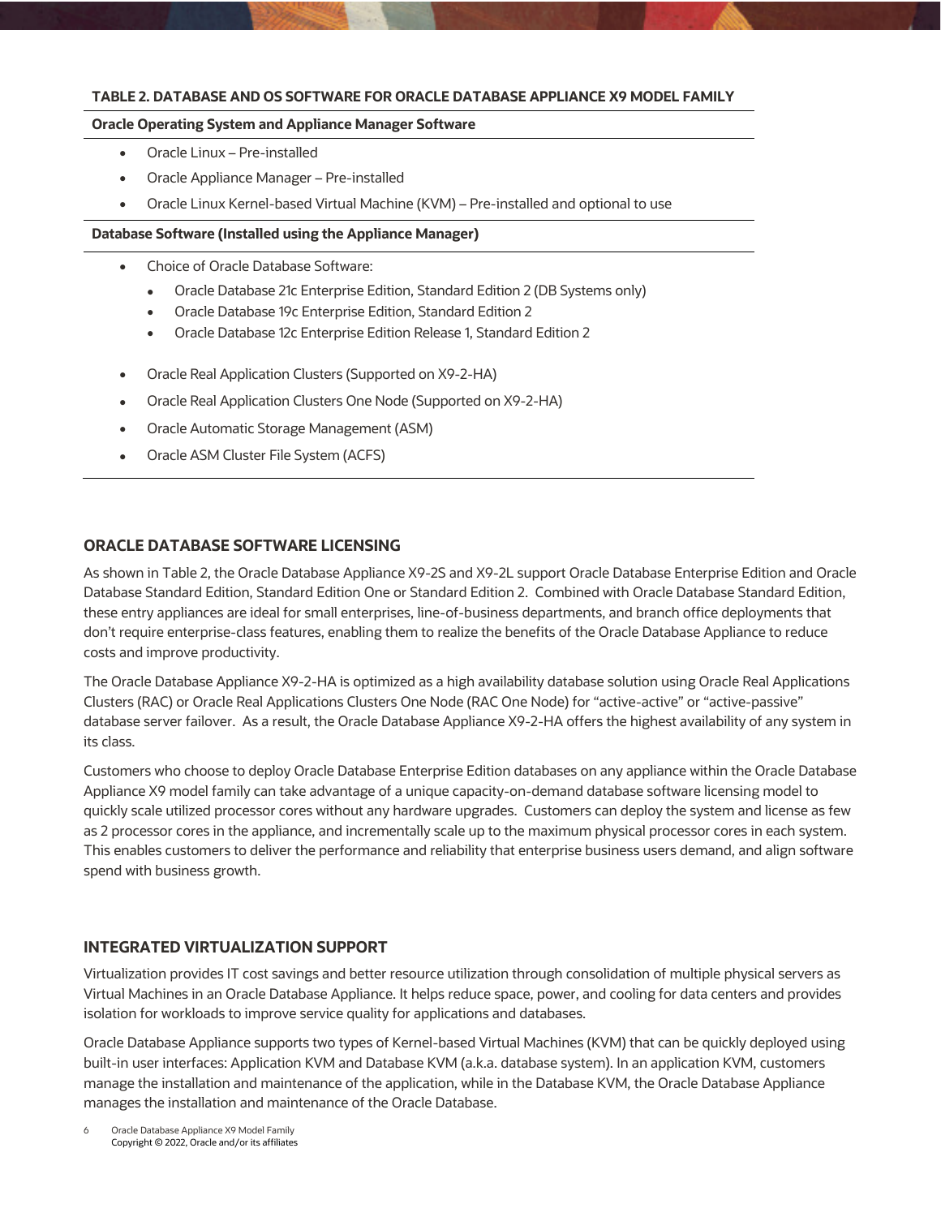**TABLE 2. DATABASE AND OS SOFTWARE FOR ORACLE DATABASE APPLIANCE X9 MODEL FAMILY**

**Oracle Operating System and Appliance Manager Software**

- Oracle Linux – Pre-installed
- Oracle Appliance Manager – Pre-installed
- Oracle Linux Kernel-based Virtual Machine (KVM) – Pre-installed and optional to use

**Database Software (Installed using the Appliance Manager)**

- Choice of Oracle Database Software:
  - Oracle Database 21c Enterprise Edition, Standard Edition 2 (DB Systems only)
  - Oracle Database 19c Enterprise Edition, Standard Edition 2
  - Oracle Database 12c Enterprise Edition Release 1, Standard Edition 2
- Oracle Real Application Clusters (Supported on X9-2-HA)
- Oracle Real Application Clusters One Node (Supported on X9-2-HA)
- Oracle Automatic Storage Management (ASM)
- Oracle ASM Cluster File System (ACFS)

## ORACLE DATABASE SOFTWARE LICENSING

As shown in Table 2, the Oracle Database Appliance X9-2S and X9-2L support Oracle Database Enterprise Edition and Oracle Database Standard Edition, Standard Edition One or Standard Edition 2. Combined with Oracle Database Standard Edition, these entry appliances are ideal for small enterprises, line-of-business departments, and branch office deployments that don't require enterprise-class features, enabling them to realize the benefits of the Oracle Database Appliance to reduce costs and improve productivity.

The Oracle Database Appliance X9-2-HA is optimized as a high availability database solution using Oracle Real Applications Clusters (RAC) or Oracle Real Applications Clusters One Node (RAC One Node) for "active-active" or "active-passive" database server failover. As a result, the Oracle Database Appliance X9-2-HA offers the highest availability of any system in its class.

Customers who choose to deploy Oracle Database Enterprise Edition databases on any appliance within the Oracle Database Appliance X9 model family can take advantage of a unique capacity-on-demand database software licensing model to quickly scale utilized processor cores without any hardware upgrades. Customers can deploy the system and license as few as 2 processor cores in the appliance, and incrementally scale up to the maximum physical processor cores in each system. This enables customers to deliver the performance and reliability that enterprise business users demand, and align software spend with business growth.

## INTEGRATED VIRTUALIZATION SUPPORT

Virtualization provides IT cost savings and better resource utilization through consolidation of multiple physical servers as Virtual Machines in an Oracle Database Appliance. It helps reduce space, power, and cooling for data centers and provides isolation for workloads to improve service quality for applications and databases.

Oracle Database Appliance supports two types of Kernel-based Virtual Machines (KVM) that can be quickly deployed using built-in user interfaces: Application KVM and Database KVM (a.k.a. database system). In an application KVM, customers manage the installation and maintenance of the application, while in the Database KVM, the Oracle Database Appliance manages the installation and maintenance of the Oracle Database.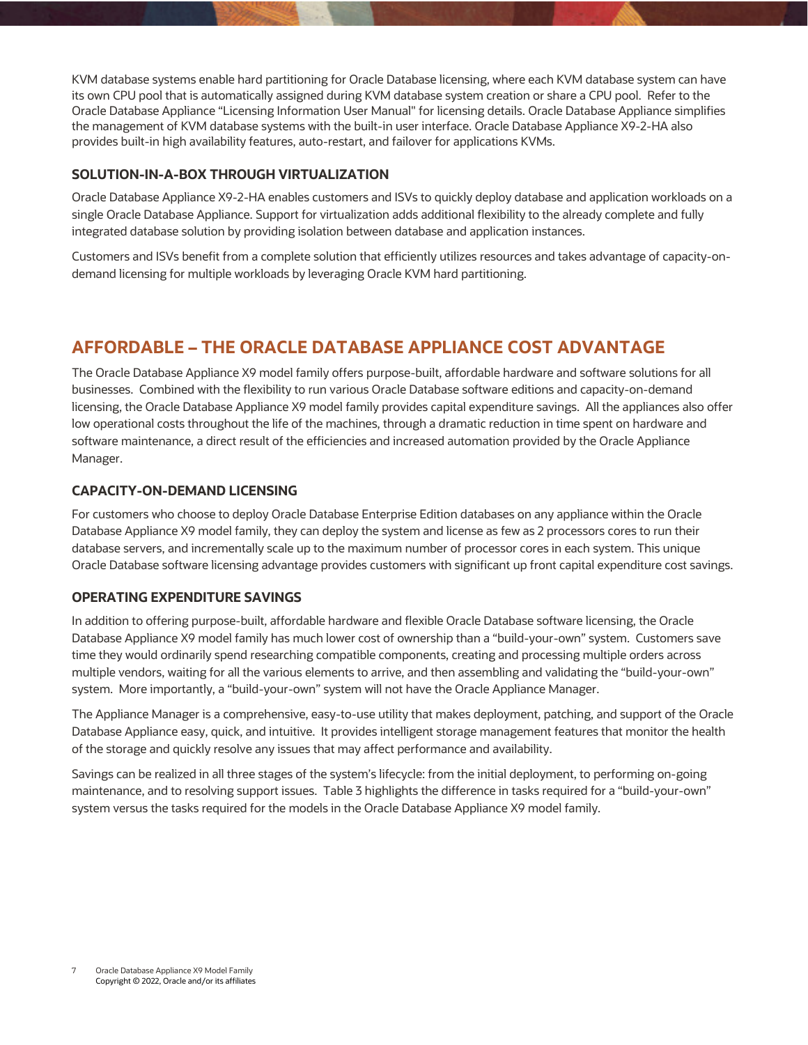KVM database systems enable hard partitioning for Oracle Database licensing, where each KVM database system can have its own CPU pool that is automatically assigned during KVM database system creation or share a CPU pool. Refer to the Oracle Database Appliance "Licensing Information User Manual" for licensing details. Oracle Database Appliance simplifies the management of KVM database systems with the built-in user interface. Oracle Database Appliance X9-2-HA also provides built-in high availability features, auto-restart, and failover for applications KVMs.

### SOLUTION-IN-A-BOX THROUGH VIRTUALIZATION

Oracle Database Appliance X9-2-HA enables customers and ISVs to quickly deploy database and application workloads on a single Oracle Database Appliance. Support for virtualization adds additional flexibility to the already complete and fully integrated database solution by providing isolation between database and application instances.

Customers and ISVs benefit from a complete solution that efficiently utilizes resources and takes advantage of capacity-on-demand licensing for multiple workloads by leveraging Oracle KVM hard partitioning.

## AFFORDABLE – THE ORACLE DATABASE APPLIANCE COST ADVANTAGE

The Oracle Database Appliance X9 model family offers purpose-built, affordable hardware and software solutions for all businesses. Combined with the flexibility to run various Oracle Database software editions and capacity-on-demand licensing, the Oracle Database Appliance X9 model family provides capital expenditure savings. All the appliances also offer low operational costs throughout the life of the machines, through a dramatic reduction in time spent on hardware and software maintenance, a direct result of the efficiencies and increased automation provided by the Oracle Appliance Manager.

### CAPACITY-ON-DEMAND LICENSING

For customers who choose to deploy Oracle Database Enterprise Edition databases on any appliance within the Oracle Database Appliance X9 model family, they can deploy the system and license as few as 2 processors cores to run their database servers, and incrementally scale up to the maximum number of processor cores in each system. This unique Oracle Database software licensing advantage provides customers with significant up front capital expenditure cost savings.

### OPERATING EXPENDITURE SAVINGS

In addition to offering purpose-built, affordable hardware and flexible Oracle Database software licensing, the Oracle Database Appliance X9 model family has much lower cost of ownership than a "build-your-own" system. Customers save time they would ordinarily spend researching compatible components, creating and processing multiple orders across multiple vendors, waiting for all the various elements to arrive, and then assembling and validating the "build-your-own" system. More importantly, a "build-your-own" system will not have the Oracle Appliance Manager.

The Appliance Manager is a comprehensive, easy-to-use utility that makes deployment, patching, and support of the Oracle Database Appliance easy, quick, and intuitive. It provides intelligent storage management features that monitor the health of the storage and quickly resolve any issues that may affect performance and availability.

Savings can be realized in all three stages of the system's lifecycle: from the initial deployment, to performing on-going maintenance, and to resolving support issues. Table 3 highlights the difference in tasks required for a "build-your-own" system versus the tasks required for the models in the Oracle Database Appliance X9 model family.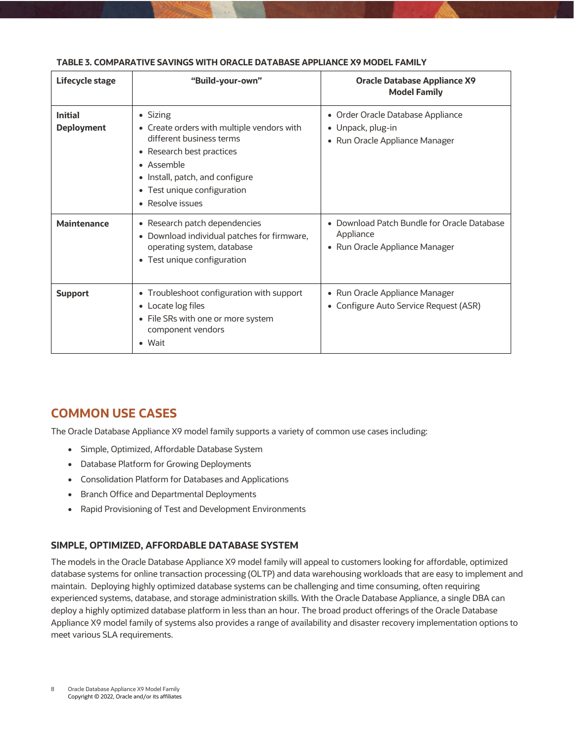**TABLE 3. COMPARATIVE SAVINGS WITH ORACLE DATABASE APPLIANCE X9 MODEL FAMILY**

| Lifecycle stage | "Build-your-own" | Oracle Database Appliance X9 Model Family |
|---|---|---|
| **Initial Deployment** | • Sizing<br>• Create orders with multiple vendors with different business terms<br>• Research best practices<br>• Assemble<br>• Install, patch, and configure<br>• Test unique configuration<br>• Resolve issues | • Order Oracle Database Appliance<br>• Unpack, plug-in<br>• Run Oracle Appliance Manager |
| **Maintenance** | • Research patch dependencies<br>• Download individual patches for firmware, operating system, database<br>• Test unique configuration | • Download Patch Bundle for Oracle Database Appliance<br>• Run Oracle Appliance Manager |
| **Support** | • Troubleshoot configuration with support<br>• Locate log files<br>• File SRs with one or more system component vendors<br>• Wait | • Run Oracle Appliance Manager<br>• Configure Auto Service Request (ASR) |

## COMMON USE CASES

The Oracle Database Appliance X9 model family supports a variety of common use cases including:

- Simple, Optimized, Affordable Database System
- Database Platform for Growing Deployments
- Consolidation Platform for Databases and Applications
- Branch Office and Departmental Deployments
- Rapid Provisioning of Test and Development Environments

### SIMPLE, OPTIMIZED, AFFORDABLE DATABASE SYSTEM

The models in the Oracle Database Appliance X9 model family will appeal to customers looking for affordable, optimized database systems for online transaction processing (OLTP) and data warehousing workloads that are easy to implement and maintain. Deploying highly optimized database systems can be challenging and time consuming, often requiring experienced systems, database, and storage administration skills. With the Oracle Database Appliance, a single DBA can deploy a highly optimized database platform in less than an hour. The broad product offerings of the Oracle Database Appliance X9 model family of systems also provides a range of availability and disaster recovery implementation options to meet various SLA requirements.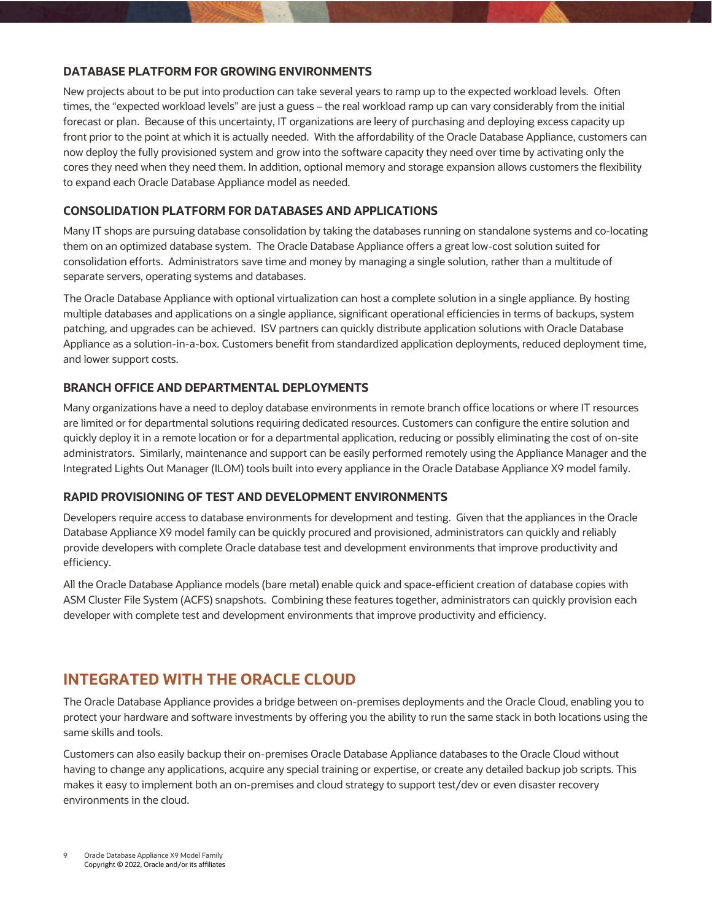### DATABASE PLATFORM FOR GROWING ENVIRONMENTS

New projects about to be put into production can take several years to ramp up to the expected workload levels. Often times, the "expected workload levels" are just a guess – the real workload ramp up can vary considerably from the initial forecast or plan. Because of this uncertainty, IT organizations are leery of purchasing and deploying excess capacity up front prior to the point at which it is actually needed. With the affordability of the Oracle Database Appliance, customers can now deploy the fully provisioned system and grow into the software capacity they need over time by activating only the cores they need when they need them. In addition, optional memory and storage expansion allows customers the flexibility to expand each Oracle Database Appliance model as needed.

### CONSOLIDATION PLATFORM FOR DATABASES AND APPLICATIONS

Many IT shops are pursuing database consolidation by taking the databases running on standalone systems and co-locating them on an optimized database system. The Oracle Database Appliance offers a great low-cost solution suited for consolidation efforts. Administrators save time and money by managing a single solution, rather than a multitude of separate servers, operating systems and databases.

The Oracle Database Appliance with optional virtualization can host a complete solution in a single appliance. By hosting multiple databases and applications on a single appliance, significant operational efficiencies in terms of backups, system patching, and upgrades can be achieved. ISV partners can quickly distribute application solutions with Oracle Database Appliance as a solution-in-a-box. Customers benefit from standardized application deployments, reduced deployment time, and lower support costs.

### BRANCH OFFICE AND DEPARTMENTAL DEPLOYMENTS

Many organizations have a need to deploy database environments in remote branch office locations or where IT resources are limited or for departmental solutions requiring dedicated resources. Customers can configure the entire solution and quickly deploy it in a remote location or for a departmental application, reducing or possibly eliminating the cost of on-site administrators. Similarly, maintenance and support can be easily performed remotely using the Appliance Manager and the Integrated Lights Out Manager (ILOM) tools built into every appliance in the Oracle Database Appliance X9 model family.

### RAPID PROVISIONING OF TEST AND DEVELOPMENT ENVIRONMENTS

Developers require access to database environments for development and testing. Given that the appliances in the Oracle Database Appliance X9 model family can be quickly procured and provisioned, administrators can quickly and reliably provide developers with complete Oracle database test and development environments that improve productivity and efficiency.

All the Oracle Database Appliance models (bare metal) enable quick and space-efficient creation of database copies with ASM Cluster File System (ACFS) snapshots. Combining these features together, administrators can quickly provision each developer with complete test and development environments that improve productivity and efficiency.

## INTEGRATED WITH THE ORACLE CLOUD

The Oracle Database Appliance provides a bridge between on-premises deployments and the Oracle Cloud, enabling you to protect your hardware and software investments by offering you the ability to run the same stack in both locations using the same skills and tools.

Customers can also easily backup their on-premises Oracle Database Appliance databases to the Oracle Cloud without having to change any applications, acquire any special training or expertise, or create any detailed backup job scripts. This makes it easy to implement both an on-premises and cloud strategy to support test/dev or even disaster recovery environments in the cloud.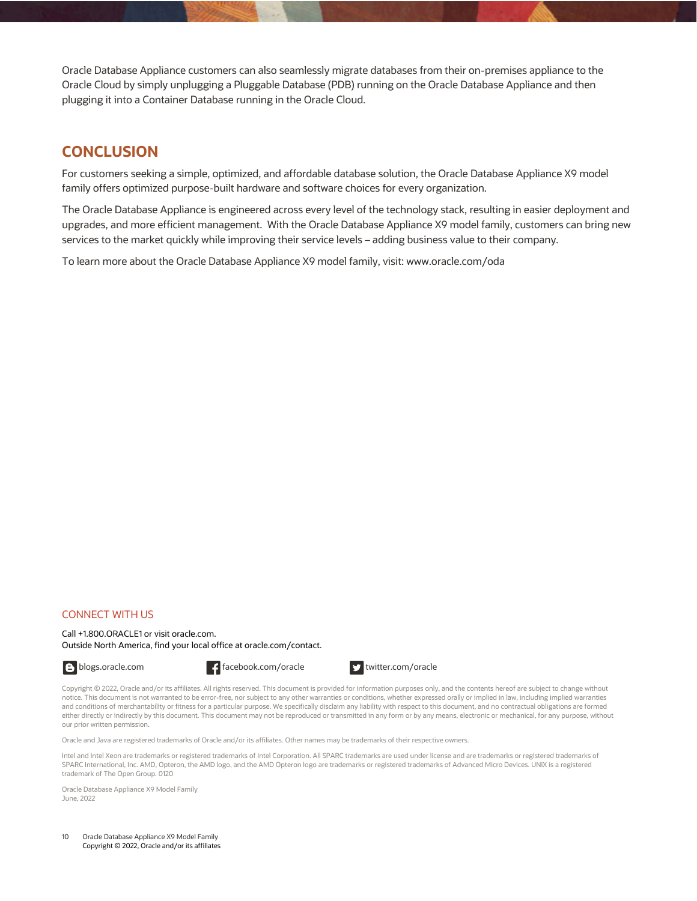Oracle Database Appliance customers can also seamlessly migrate databases from their on-premises appliance to the Oracle Cloud by simply unplugging a Pluggable Database (PDB) running on the Oracle Database Appliance and then plugging it into a Container Database running in the Oracle Cloud.

## CONCLUSION

For customers seeking a simple, optimized, and affordable database solution, the Oracle Database Appliance X9 model family offers optimized purpose-built hardware and software choices for every organization.

The Oracle Database Appliance is engineered across every level of the technology stack, resulting in easier deployment and upgrades, and more efficient management. With the Oracle Database Appliance X9 model family, customers can bring new services to the market quickly while improving their service levels – adding business value to their company.

To learn more about the Oracle Database Appliance X9 model family, visit: www.oracle.com/oda

### CONNECT WITH US

Call +1.800.ORACLE1 or visit oracle.com.
Outside North America, find your local office at oracle.com/contact.

blogs.oracle.com    facebook.com/oracle    twitter.com/oracle

Copyright © 2022, Oracle and/or its affiliates. All rights reserved. This document is provided for information purposes only, and the contents hereof are subject to change without notice. This document is not warranted to be error-free, nor subject to any other warranties or conditions, whether expressed orally or implied in law, including implied warranties and conditions of merchantability or fitness for a particular purpose. We specifically disclaim any liability with respect to this document, and no contractual obligations are formed either directly or indirectly by this document. This document may not be reproduced or transmitted in any form or by any means, electronic or mechanical, for any purpose, without our prior written permission.

Oracle and Java are registered trademarks of Oracle and/or its affiliates. Other names may be trademarks of their respective owners.

Intel and Intel Xeon are trademarks or registered trademarks of Intel Corporation. All SPARC trademarks are used under license and are trademarks or registered trademarks of SPARC International, Inc. AMD, Opteron, the AMD logo, and the AMD Opteron logo are trademarks or registered trademarks of Advanced Micro Devices. UNIX is a registered trademark of The Open Group. 0120

Oracle Database Appliance X9 Model Family
June, 2022